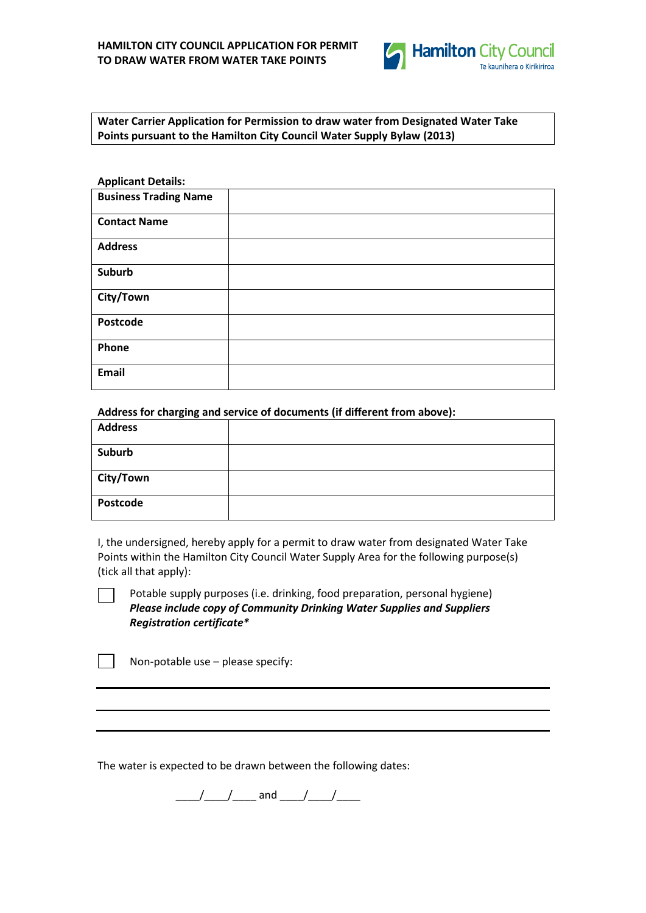# HAMILTON CITY COUNCIL APPLICATION FOR PERMIT TO DRAW WATER FROM WATER TAKE POINTS

Hamilton City Council
Te kaunihera o Kirikiriroa

**Water Carrier Application for Permission to draw water from Designated Water Take Points pursuant to the Hamilton City Council Water Supply Bylaw (2013)**

**Applicant Details:**

| | |
|---|---|
| **Business Trading Name** | |
| **Contact Name** | |
| **Address** | |
| **Suburb** | |
| **City/Town** | |
| **Postcode** | |
| **Phone** | |
| **Email** | |

**Address for charging and service of documents (if different from above):**

| | |
|---|---|
| **Address** | |
| **Suburb** | |
| **City/Town** | |
| **Postcode** | |

I, the undersigned, hereby apply for a permit to draw water from designated Water Take Points within the Hamilton City Council Water Supply Area for the following purpose(s) (tick all that apply):

☐ Potable supply purposes (i.e. drinking, food preparation, personal hygiene)
***Please include copy of Community Drinking Water Supplies and Suppliers Registration certificate****

☐ Non-potable use – please specify:

______________________________________________

______________________________________________

______________________________________________

The water is expected to be drawn between the following dates:

____/____/____ and ____/____/____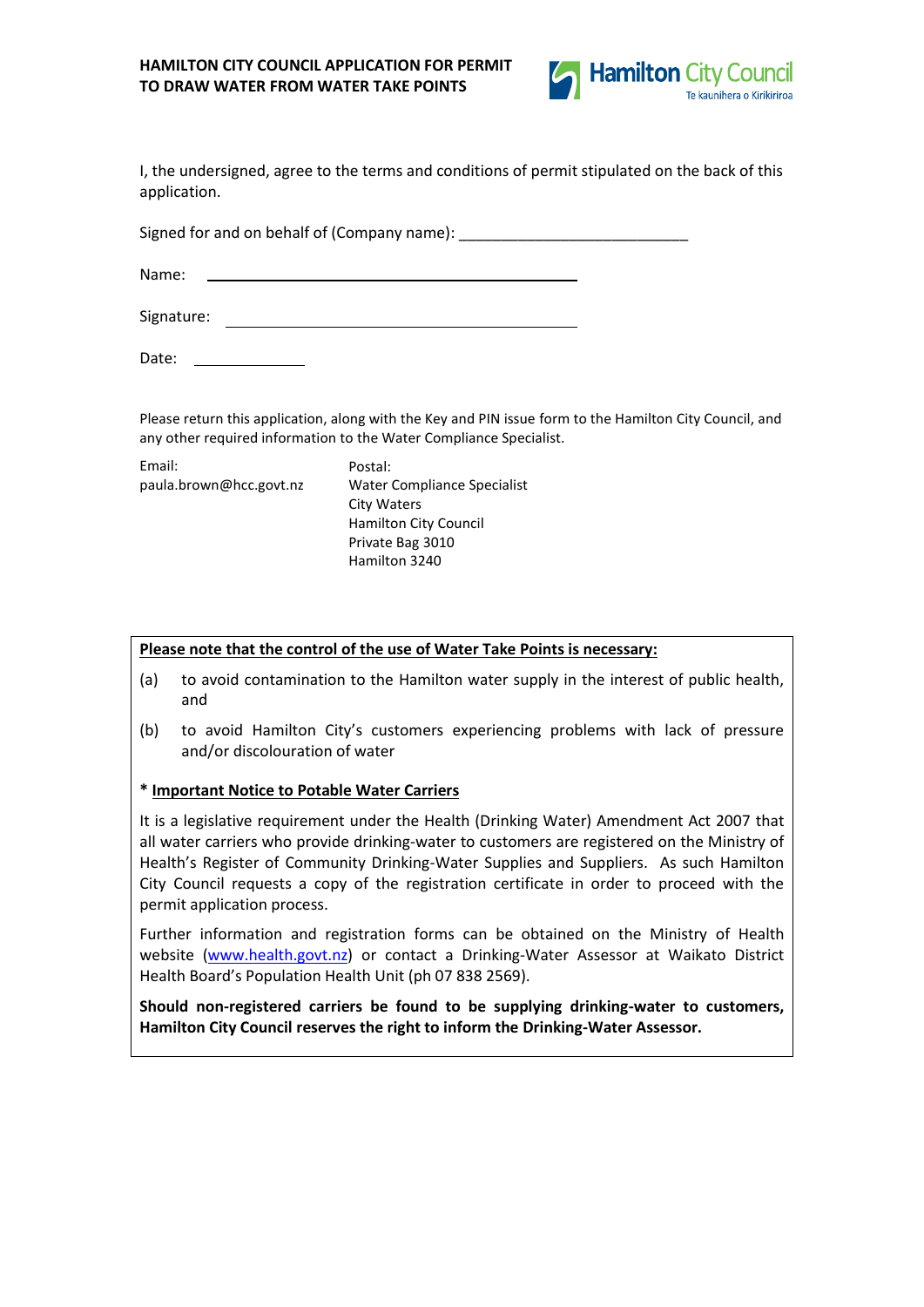**HAMILTON CITY COUNCIL APPLICATION FOR PERMIT TO DRAW WATER FROM WATER TAKE POINTS**

I, the undersigned, agree to the terms and conditions of permit stipulated on the back of this application.

Signed for and on behalf of (Company name): ___________________________

Name: ___________________________

Signature: ___________________________

Date: ___________

Please return this application, along with the Key and PIN issue form to the Hamilton City Council, and any other required information to the Water Compliance Specialist.

Email:
paula.brown@hcc.govt.nz

Postal:
Water Compliance Specialist
City Waters
Hamilton City Council
Private Bag 3010
Hamilton 3240

**Please note that the control of the use of Water Take Points is necessary:**

(a) to avoid contamination to the Hamilton water supply in the interest of public health, and

(b) to avoid Hamilton City's customers experiencing problems with lack of pressure and/or discolouration of water

**\* Important Notice to Potable Water Carriers**

It is a legislative requirement under the Health (Drinking Water) Amendment Act 2007 that all water carriers who provide drinking-water to customers are registered on the Ministry of Health's Register of Community Drinking-Water Supplies and Suppliers. As such Hamilton City Council requests a copy of the registration certificate in order to proceed with the permit application process.

Further information and registration forms can be obtained on the Ministry of Health website (www.health.govt.nz) or contact a Drinking-Water Assessor at Waikato District Health Board's Population Health Unit (ph 07 838 2569).

**Should non-registered carriers be found to be supplying drinking-water to customers, Hamilton City Council reserves the right to inform the Drinking-Water Assessor.**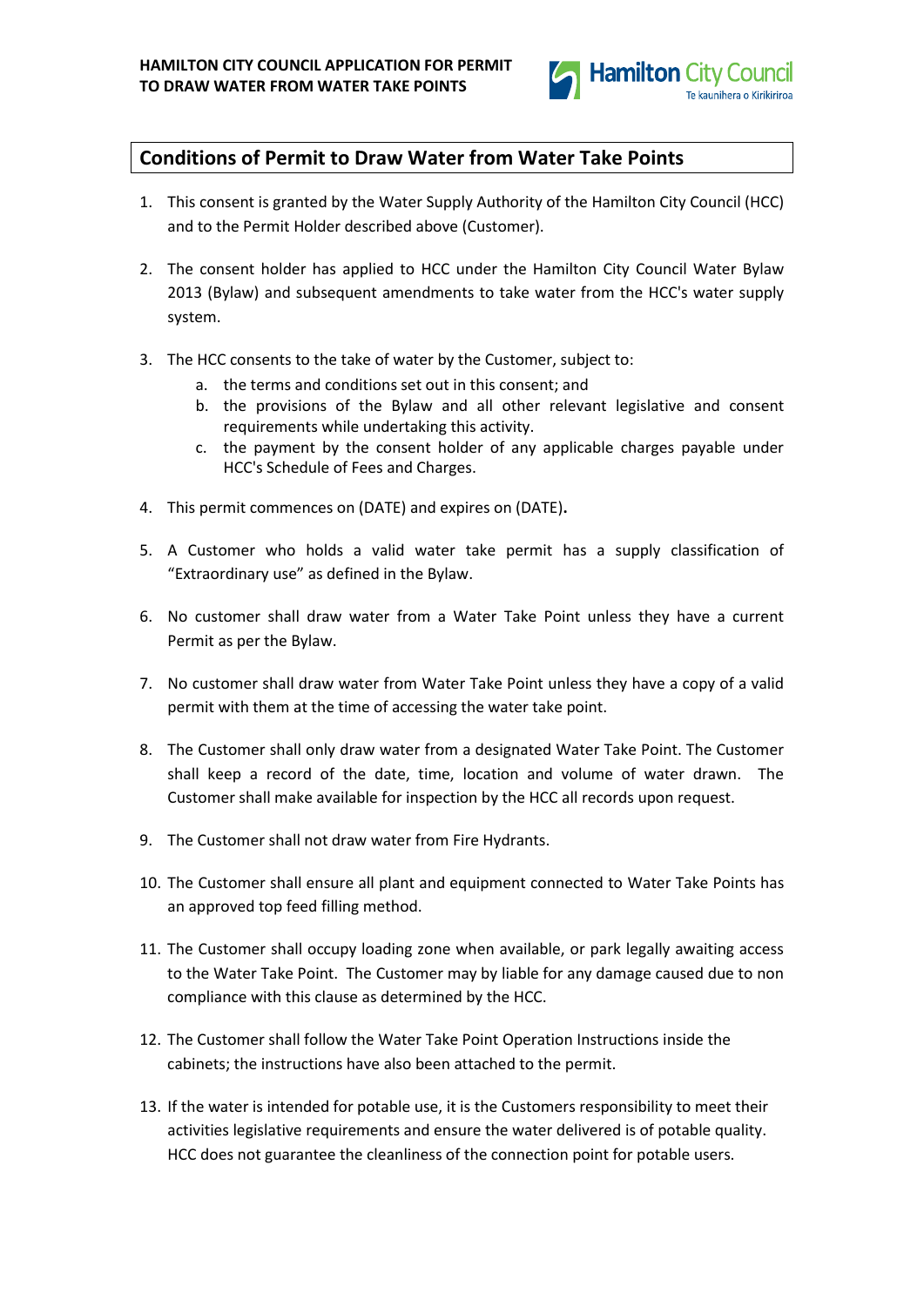## Conditions of Permit to Draw Water from Water Take Points

1. This consent is granted by the Water Supply Authority of the Hamilton City Council (HCC) and to the Permit Holder described above (Customer).

2. The consent holder has applied to HCC under the Hamilton City Council Water Bylaw 2013 (Bylaw) and subsequent amendments to take water from the HCC's water supply system.

3. The HCC consents to the take of water by the Customer, subject to:
   a. the terms and conditions set out in this consent; and
   b. the provisions of the Bylaw and all other relevant legislative and consent requirements while undertaking this activity.
   c. the payment by the consent holder of any applicable charges payable under HCC's Schedule of Fees and Charges.

4. This permit commences on (DATE) and expires on (DATE)**.**

5. A Customer who holds a valid water take permit has a supply classification of "Extraordinary use" as defined in the Bylaw.

6. No customer shall draw water from a Water Take Point unless they have a current Permit as per the Bylaw.

7. No customer shall draw water from Water Take Point unless they have a copy of a valid permit with them at the time of accessing the water take point.

8. The Customer shall only draw water from a designated Water Take Point. The Customer shall keep a record of the date, time, location and volume of water drawn. The Customer shall make available for inspection by the HCC all records upon request.

9. The Customer shall not draw water from Fire Hydrants.

10. The Customer shall ensure all plant and equipment connected to Water Take Points has an approved top feed filling method.

11. The Customer shall occupy loading zone when available, or park legally awaiting access to the Water Take Point. The Customer may by liable for any damage caused due to non compliance with this clause as determined by the HCC.

12. The Customer shall follow the Water Take Point Operation Instructions inside the cabinets; the instructions have also been attached to the permit.

13. If the water is intended for potable use, it is the Customers responsibility to meet their activities legislative requirements and ensure the water delivered is of potable quality. HCC does not guarantee the cleanliness of the connection point for potable users.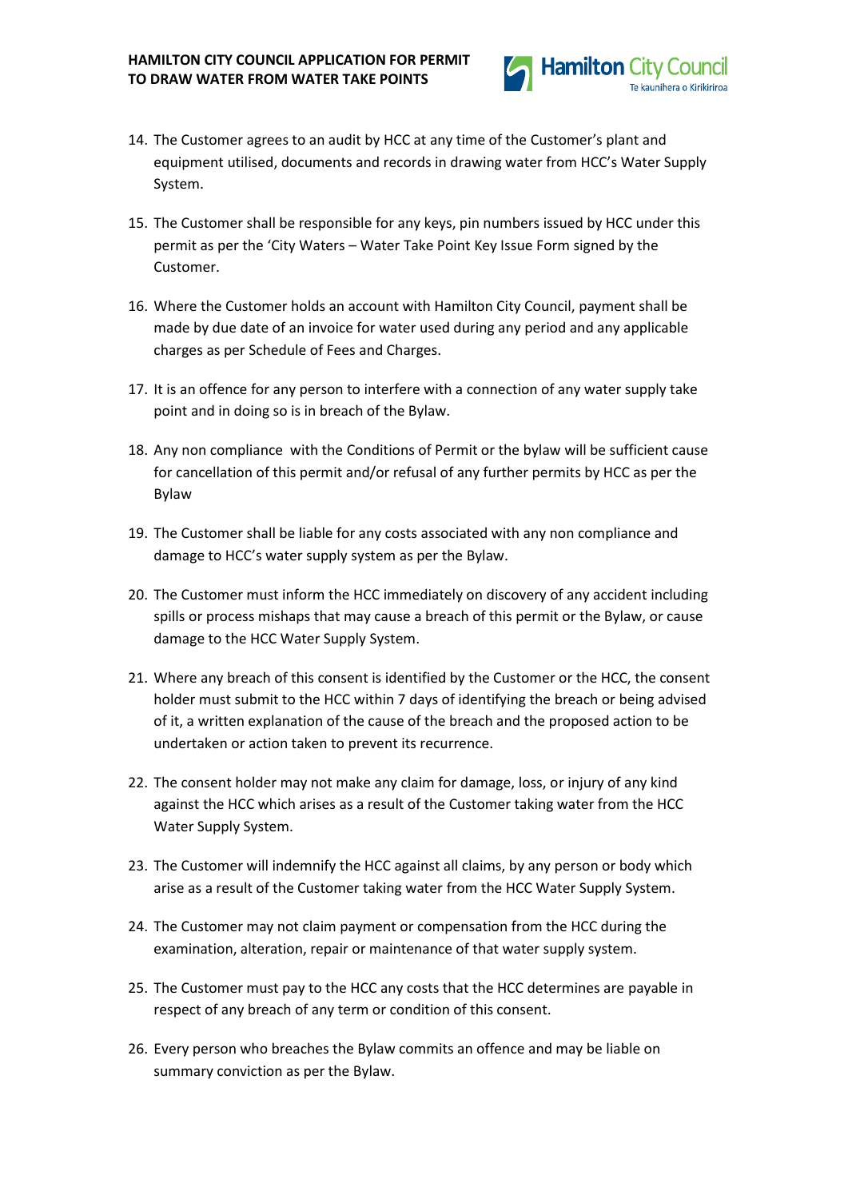14. The Customer agrees to an audit by HCC at any time of the Customer's plant and equipment utilised, documents and records in drawing water from HCC's Water Supply System.

15. The Customer shall be responsible for any keys, pin numbers issued by HCC under this permit as per the 'City Waters – Water Take Point Key Issue Form signed by the Customer.

16. Where the Customer holds an account with Hamilton City Council, payment shall be made by due date of an invoice for water used during any period and any applicable charges as per Schedule of Fees and Charges.

17. It is an offence for any person to interfere with a connection of any water supply take point and in doing so is in breach of the Bylaw.

18. Any non compliance with the Conditions of Permit or the bylaw will be sufficient cause for cancellation of this permit and/or refusal of any further permits by HCC as per the Bylaw

19. The Customer shall be liable for any costs associated with any non compliance and damage to HCC's water supply system as per the Bylaw.

20. The Customer must inform the HCC immediately on discovery of any accident including spills or process mishaps that may cause a breach of this permit or the Bylaw, or cause damage to the HCC Water Supply System.

21. Where any breach of this consent is identified by the Customer or the HCC, the consent holder must submit to the HCC within 7 days of identifying the breach or being advised of it, a written explanation of the cause of the breach and the proposed action to be undertaken or action taken to prevent its recurrence.

22. The consent holder may not make any claim for damage, loss, or injury of any kind against the HCC which arises as a result of the Customer taking water from the HCC Water Supply System.

23. The Customer will indemnify the HCC against all claims, by any person or body which arise as a result of the Customer taking water from the HCC Water Supply System.

24. The Customer may not claim payment or compensation from the HCC during the examination, alteration, repair or maintenance of that water supply system.

25. The Customer must pay to the HCC any costs that the HCC determines are payable in respect of any breach of any term or condition of this consent.

26. Every person who breaches the Bylaw commits an offence and may be liable on summary conviction as per the Bylaw.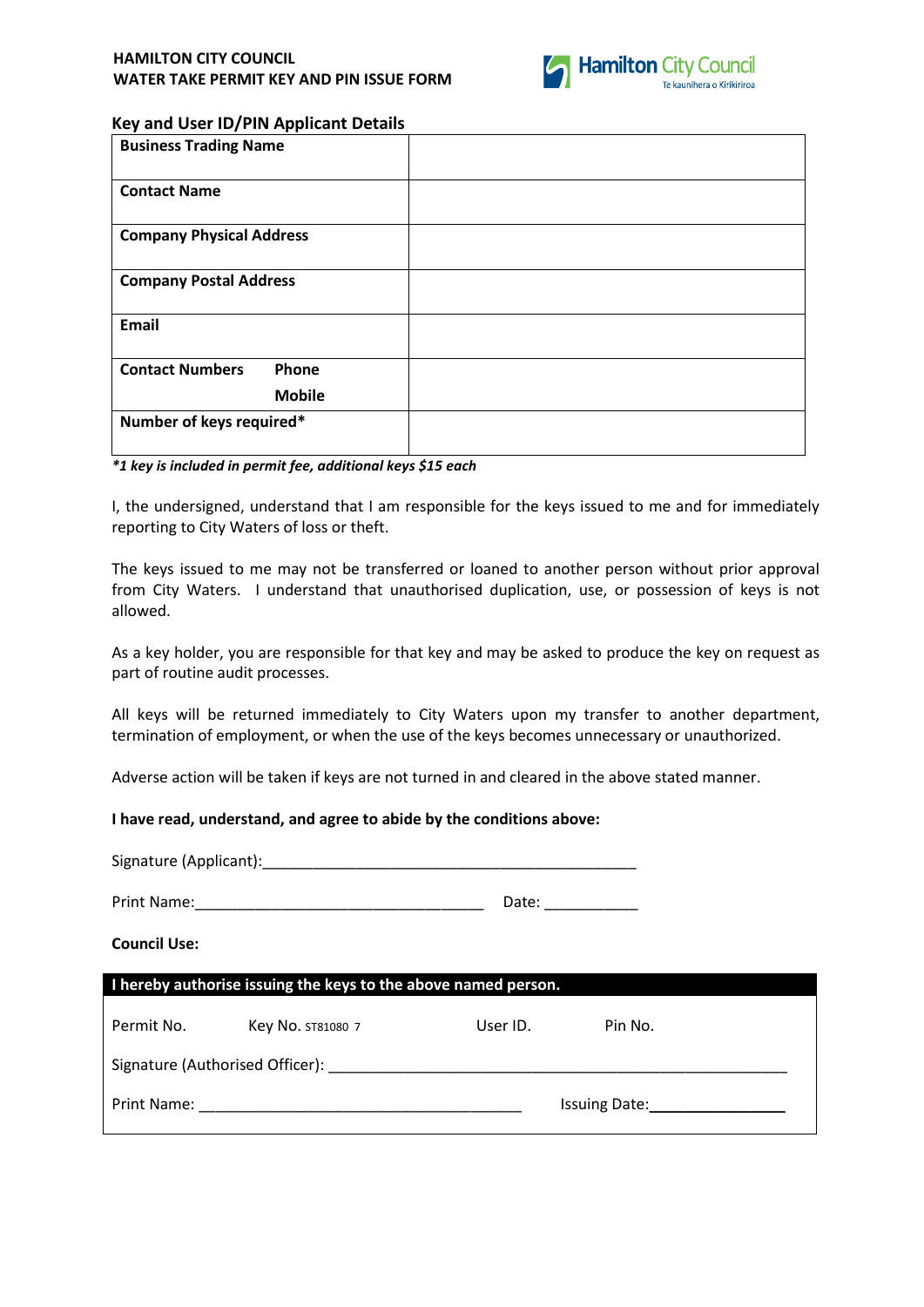**HAMILTON CITY COUNCIL**
**WATER TAKE PERMIT KEY AND PIN ISSUE FORM**

Hamilton City Council
Te kaunihera o Kirikiriroa

## Key and User ID/PIN Applicant Details

| | |
|---|---|
| **Business Trading Name** | |
| **Contact Name** | |
| **Company Physical Address** | |
| **Company Postal Address** | |
| **Email** | |
| **Contact Numbers** **Phone** **Mobile** | |
| **Number of keys required*** | |

***1 key is included in permit fee, additional keys $15 each***

I, the undersigned, understand that I am responsible for the keys issued to me and for immediately reporting to City Waters of loss or theft.

The keys issued to me may not be transferred or loaned to another person without prior approval from City Waters. I understand that unauthorised duplication, use, or possession of keys is not allowed.

As a key holder, you are responsible for that key and may be asked to produce the key on request as part of routine audit processes.

All keys will be returned immediately to City Waters upon my transfer to another department, termination of employment, or when the use of the keys becomes unnecessary or unauthorized.

Adverse action will be taken if keys are not turned in and cleared in the above stated manner.

**I have read, understand, and agree to abide by the conditions above:**

Signature (Applicant):_______________________________________________

Print Name:___________________________________ Date: ___________

**Council Use:**

**I hereby authorise issuing the keys to the above named person.**

Permit No. Key No. ST81080 7 User ID. Pin No.

Signature (Authorised Officer): _________________________________________________________

Print Name: ________________________________________ Issuing Date:________________